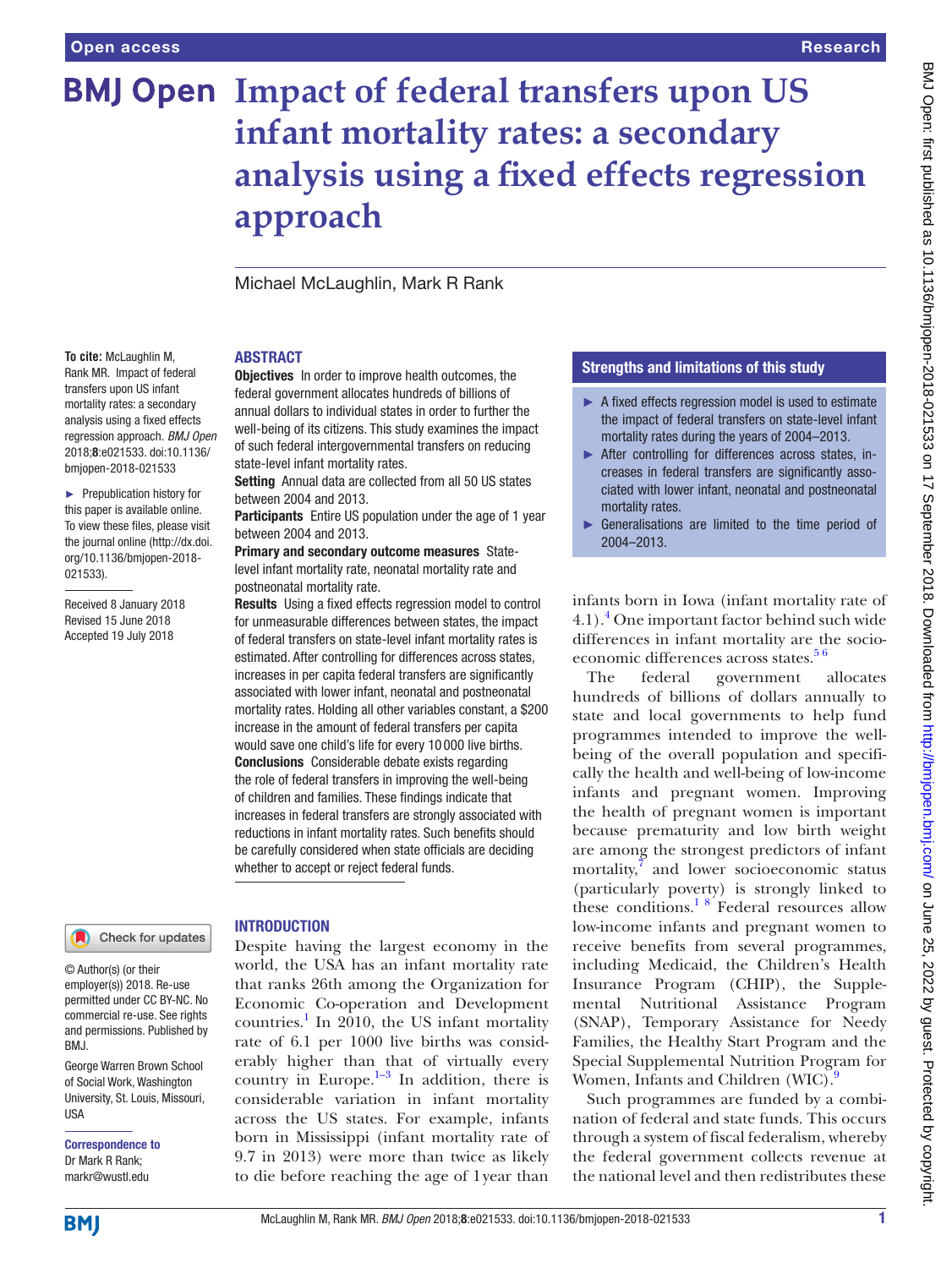Open access

Research

# Impact of federal transfers upon US infant mortality rates: a secondary analysis using a fixed effects regression approach

Michael McLaughlin, Mark R Rank

**To cite:** McLaughlin M, Rank MR. Impact of federal transfers upon US infant mortality rates: a secondary analysis using a fixed effects regression approach. *BMJ Open* 2018;**8**:e021533. doi:10.1136/bmjopen-2018-021533

► Prepublication history for this paper is available online. To view these files, please visit the journal online (http://dx.doi.org/10.1136/bmjopen-2018-021533).

Received 8 January 2018
Revised 15 June 2018
Accepted 19 July 2018

© Author(s) (or their employer(s)) 2018. Re-use permitted under CC BY-NC. No commercial re-use. See rights and permissions. Published by BMJ.

George Warren Brown School of Social Work, Washington University, St. Louis, Missouri, USA

**Correspondence to**
Dr Mark R Rank;
markr@wustl.edu

## ABSTRACT

**Objectives** In order to improve health outcomes, the federal government allocates hundreds of billions of annual dollars to individual states in order to further the well-being of its citizens. This study examines the impact of such federal intergovernmental transfers on reducing state-level infant mortality rates.

**Setting** Annual data are collected from all 50 US states between 2004 and 2013.

**Participants** Entire US population under the age of 1 year between 2004 and 2013.

**Primary and secondary outcome measures** State-level infant mortality rate, neonatal mortality rate and postneonatal mortality rate.

**Results** Using a fixed effects regression model to control for unmeasurable differences between states, the impact of federal transfers on state-level infant mortality rates is estimated. After controlling for differences across states, increases in per capita federal transfers are significantly associated with lower infant, neonatal and postneonatal mortality rates. Holding all other variables constant, a $200 increase in the amount of federal transfers per capita would save one child's life for every 10 000 live births.

**Conclusions** Considerable debate exists regarding the role of federal transfers in improving the well-being of children and families. These findings indicate that increases in federal transfers are strongly associated with reductions in infant mortality rates. Such benefits should be carefully considered when state officials are deciding whether to accept or reject federal funds.

## Strengths and limitations of this study

- ► A fixed effects regression model is used to estimate the impact of federal transfers on state-level infant mortality rates during the years of 2004–2013.
- ► After controlling for differences across states, increases in federal transfers are significantly associated with lower infant, neonatal and postneonatal mortality rates.
- ► Generalisations are limited to the time period of 2004–2013.

## INTRODUCTION

Despite having the largest economy in the world, the USA has an infant mortality rate that ranks 26th among the Organization for Economic Co-operation and Development countries.[1] In 2010, the US infant mortality rate of 6.1 per 1000 live births was considerably higher than that of virtually every country in Europe.[1–3] In addition, there is considerable variation in infant mortality across the US states. For example, infants born in Mississippi (infant mortality rate of 9.7 in 2013) were more than twice as likely to die before reaching the age of 1 year than infants born in Iowa (infant mortality rate of 4.1).[4] One important factor behind such wide differences in infant mortality are the socioeconomic differences across states.[5 6]

The federal government allocates hundreds of billions of dollars annually to state and local governments to help fund programmes intended to improve the well-being of the overall population and specifically the health and well-being of low-income infants and pregnant women. Improving the health of pregnant women is important because prematurity and low birth weight are among the strongest predictors of infant mortality,[7] and lower socioeconomic status (particularly poverty) is strongly linked to these conditions.[1 8] Federal resources allow low-income infants and pregnant women to receive benefits from several programmes, including Medicaid, the Children's Health Insurance Program (CHIP), the Supplemental Nutritional Assistance Program (SNAP), Temporary Assistance for Needy Families, the Healthy Start Program and the Special Supplemental Nutrition Program for Women, Infants and Children (WIC).[9]

Such programmes are funded by a combination of federal and state funds. This occurs through a system of fiscal federalism, whereby the federal government collects revenue at the national level and then redistributes these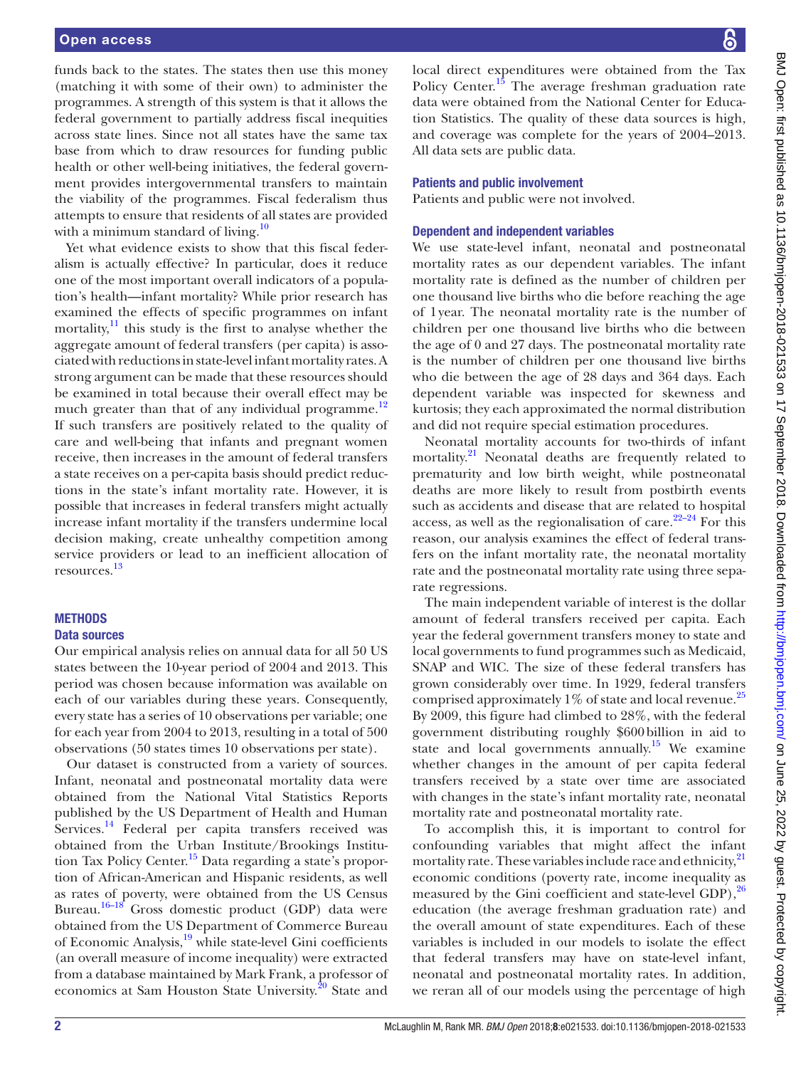funds back to the states. The states then use this money (matching it with some of their own) to administer the programmes. A strength of this system is that it allows the federal government to partially address fiscal inequities across state lines. Since not all states have the same tax base from which to draw resources for funding public health or other well-being initiatives, the federal government provides intergovernmental transfers to maintain the viability of the programmes. Fiscal federalism thus attempts to ensure that residents of all states are provided with a minimum standard of living.[10]

Yet what evidence exists to show that this fiscal federalism is actually effective? In particular, does it reduce one of the most important overall indicators of a population's health—infant mortality? While prior research has examined the effects of specific programmes on infant mortality,[11] this study is the first to analyse whether the aggregate amount of federal transfers (per capita) is associated with reductions in state-level infant mortality rates. A strong argument can be made that these resources should be examined in total because their overall effect may be much greater than that of any individual programme.[12] If such transfers are positively related to the quality of care and well-being that infants and pregnant women receive, then increases in the amount of federal transfers a state receives on a per-capita basis should predict reductions in the state's infant mortality rate. However, it is possible that increases in federal transfers might actually increase infant mortality if the transfers undermine local decision making, create unhealthy competition among service providers or lead to an inefficient allocation of resources.[13]

## METHODS

### Data sources

Our empirical analysis relies on annual data for all 50 US states between the 10-year period of 2004 and 2013. This period was chosen because information was available on each of our variables during these years. Consequently, every state has a series of 10 observations per variable; one for each year from 2004 to 2013, resulting in a total of 500 observations (50 states times 10 observations per state).

Our dataset is constructed from a variety of sources. Infant, neonatal and postneonatal mortality data were obtained from the National Vital Statistics Reports published by the US Department of Health and Human Services.[14] Federal per capita transfers received was obtained from the Urban Institute/Brookings Institution Tax Policy Center.[15] Data regarding a state's proportion of African-American and Hispanic residents, as well as rates of poverty, were obtained from the US Census Bureau.[16–18] Gross domestic product (GDP) data were obtained from the US Department of Commerce Bureau of Economic Analysis,[19] while state-level Gini coefficients (an overall measure of income inequality) were extracted from a database maintained by Mark Frank, a professor of economics at Sam Houston State University.[20] State and local direct expenditures were obtained from the Tax Policy Center.[15] The average freshman graduation rate data were obtained from the National Center for Education Statistics. The quality of these data sources is high, and coverage was complete for the years of 2004–2013. All data sets are public data.

### Patients and public involvement

Patients and public were not involved.

### Dependent and independent variables

We use state-level infant, neonatal and postneonatal mortality rates as our dependent variables. The infant mortality rate is defined as the number of children per one thousand live births who die before reaching the age of 1 year. The neonatal mortality rate is the number of children per one thousand live births who die between the age of 0 and 27 days. The postneonatal mortality rate is the number of children per one thousand live births who die between the age of 28 days and 364 days. Each dependent variable was inspected for skewness and kurtosis; they each approximated the normal distribution and did not require special estimation procedures.

Neonatal mortality accounts for two-thirds of infant mortality.[21] Neonatal deaths are frequently related to prematurity and low birth weight, while postneonatal deaths are more likely to result from postbirth events such as accidents and disease that are related to hospital access, as well as the regionalisation of care.[22–24] For this reason, our analysis examines the effect of federal transfers on the infant mortality rate, the neonatal mortality rate and the postneonatal mortality rate using three separate regressions.

The main independent variable of interest is the dollar amount of federal transfers received per capita. Each year the federal government transfers money to state and local governments to fund programmes such as Medicaid, SNAP and WIC. The size of these federal transfers has grown considerably over time. In 1929, federal transfers comprised approximately 1% of state and local revenue.[25] By 2009, this figure had climbed to 28%, with the federal government distributing roughly $600 billion in aid to state and local governments annually.[15] We examine whether changes in the amount of per capita federal transfers received by a state over time are associated with changes in the state's infant mortality rate, neonatal mortality rate and postneonatal mortality rate.

To accomplish this, it is important to control for confounding variables that might affect the infant mortality rate. These variables include race and ethnicity,[21] economic conditions (poverty rate, income inequality as measured by the Gini coefficient and state-level GDP),[26] education (the average freshman graduation rate) and the overall amount of state expenditures. Each of these variables is included in our models to isolate the effect that federal transfers may have on state-level infant, neonatal and postneonatal mortality rates. In addition, we reran all of our models using the percentage of high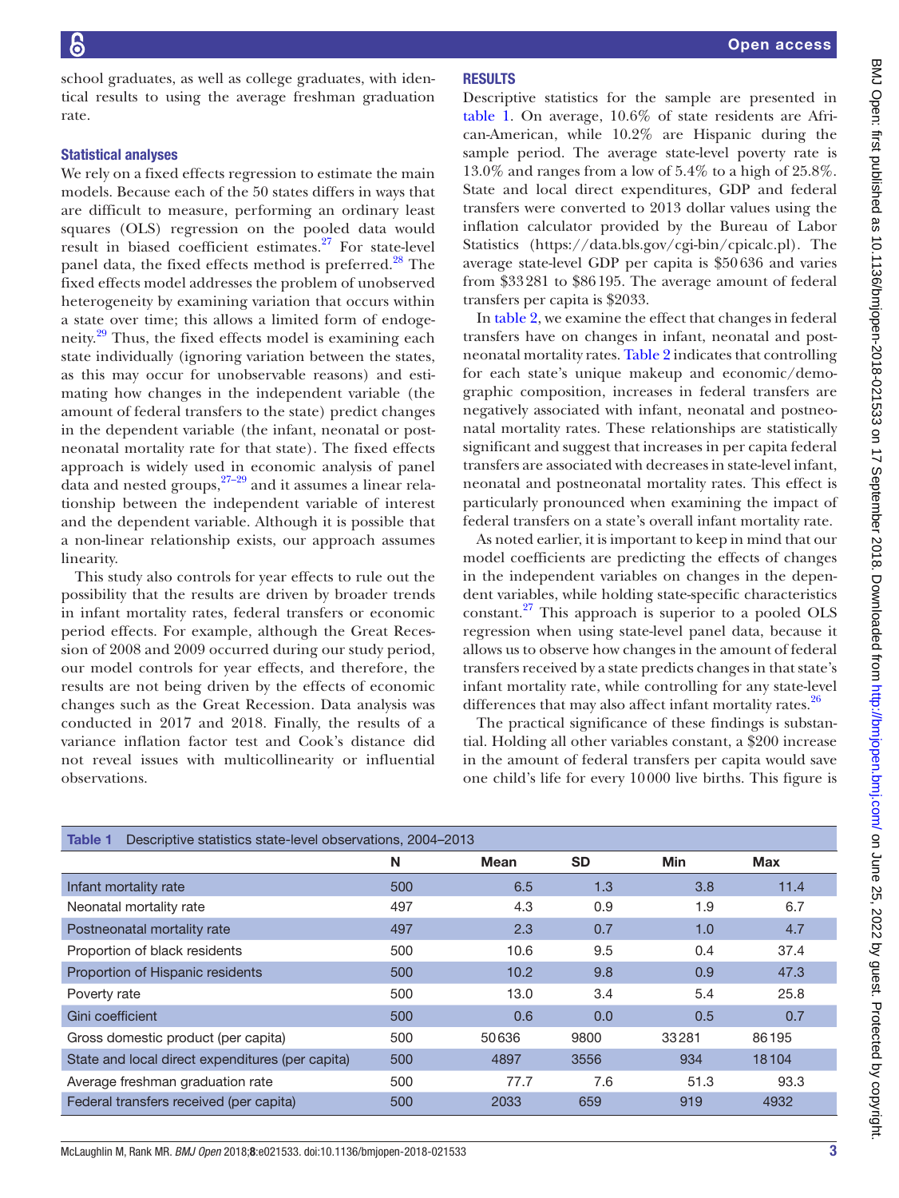school graduates, as well as college graduates, with identical results to using the average freshman graduation rate.

### Statistical analyses

We rely on a fixed effects regression to estimate the main models. Because each of the 50 states differs in ways that are difficult to measure, performing an ordinary least squares (OLS) regression on the pooled data would result in biased coefficient estimates.[27] For state-level panel data, the fixed effects method is preferred.[28] The fixed effects model addresses the problem of unobserved heterogeneity by examining variation that occurs within a state over time; this allows a limited form of endogeneity.[29] Thus, the fixed effects model is examining each state individually (ignoring variation between the states, as this may occur for unobservable reasons) and estimating how changes in the independent variable (the amount of federal transfers to the state) predict changes in the dependent variable (the infant, neonatal or postneonatal mortality rate for that state). The fixed effects approach is widely used in economic analysis of panel data and nested groups,[27–29] and it assumes a linear relationship between the independent variable of interest and the dependent variable. Although it is possible that a non-linear relationship exists, our approach assumes linearity.

This study also controls for year effects to rule out the possibility that the results are driven by broader trends in infant mortality rates, federal transfers or economic period effects. For example, although the Great Recession of 2008 and 2009 occurred during our study period, our model controls for year effects, and therefore, the results are not being driven by the effects of economic changes such as the Great Recession. Data analysis was conducted in 2017 and 2018. Finally, the results of a variance inflation factor test and Cook's distance did not reveal issues with multicollinearity or influential observations.

## RESULTS

Descriptive statistics for the sample are presented in table 1. On average, 10.6% of state residents are African-American, while 10.2% are Hispanic during the sample period. The average state-level poverty rate is 13.0% and ranges from a low of 5.4% to a high of 25.8%. State and local direct expenditures, GDP and federal transfers were converted to 2013 dollar values using the inflation calculator provided by the Bureau of Labor Statistics (https://data.bls.gov/cgi-bin/cpicalc.pl). The average state-level GDP per capita is $50636 and varies from $33281 to $86195. The average amount of federal transfers per capita is $2033.

In table 2, we examine the effect that changes in federal transfers have on changes in infant, neonatal and postneonatal mortality rates. Table 2 indicates that controlling for each state's unique makeup and economic/demographic composition, increases in federal transfers are negatively associated with infant, neonatal and postneonatal mortality rates. These relationships are statistically significant and suggest that increases in per capita federal transfers are associated with decreases in state-level infant, neonatal and postneonatal mortality rates. This effect is particularly pronounced when examining the impact of federal transfers on a state's overall infant mortality rate.

As noted earlier, it is important to keep in mind that our model coefficients are predicting the effects of changes in the independent variables on changes in the dependent variables, while holding state-specific characteristics constant.[27] This approach is superior to a pooled OLS regression when using state-level panel data, because it allows us to observe how changes in the amount of federal transfers received by a state predicts changes in that state's infant mortality rate, while controlling for any state-level differences that may also affect infant mortality rates.[26]

The practical significance of these findings is substantial. Holding all other variables constant, a $200 increase in the amount of federal transfers per capita would save one child's life for every 10000 live births. This figure is

**Table 1** Descriptive statistics state-level observations, 2004–2013

| | N | Mean | SD | Min | Max |
|---|---|---|---|---|---|
| Infant mortality rate | 500 | 6.5 | 1.3 | 3.8 | 11.4 |
| Neonatal mortality rate | 497 | 4.3 | 0.9 | 1.9 | 6.7 |
| Postneonatal mortality rate | 497 | 2.3 | 0.7 | 1.0 | 4.7 |
| Proportion of black residents | 500 | 10.6 | 9.5 | 0.4 | 37.4 |
| Proportion of Hispanic residents | 500 | 10.2 | 9.8 | 0.9 | 47.3 |
| Poverty rate | 500 | 13.0 | 3.4 | 5.4 | 25.8 |
| Gini coefficient | 500 | 0.6 | 0.0 | 0.5 | 0.7 |
| Gross domestic product (per capita) | 500 | 50636 | 9800 | 33281 | 86195 |
| State and local direct expenditures (per capita) | 500 | 4897 | 3556 | 934 | 18104 |
| Average freshman graduation rate | 500 | 77.7 | 7.6 | 51.3 | 93.3 |
| Federal transfers received (per capita) | 500 | 2033 | 659 | 919 | 4932 |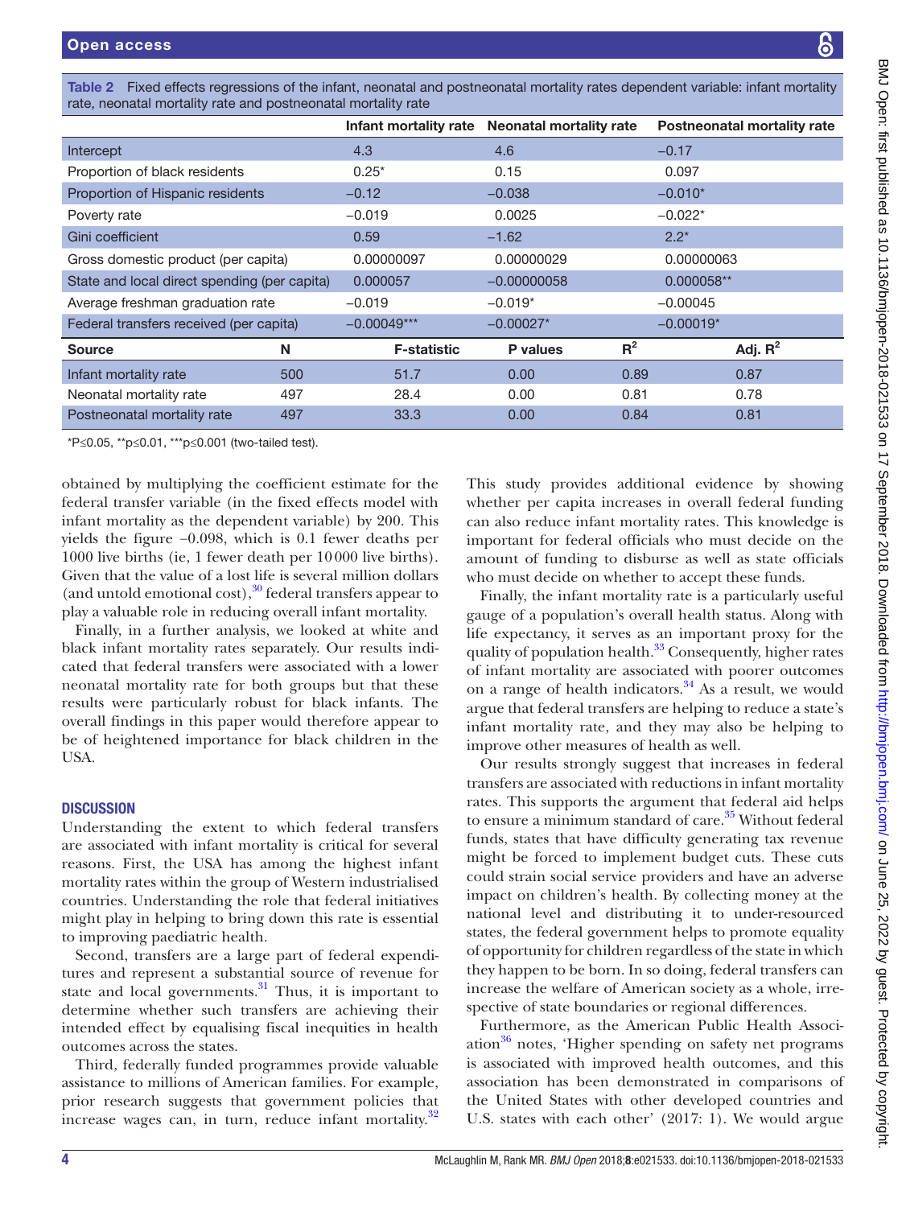**Table 2** Fixed effects regressions of the infant, neonatal and postneonatal mortality rates dependent variable: infant mortality rate, neonatal mortality rate and postneonatal mortality rate

| | Infant mortality rate | Neonatal mortality rate | Postneonatal mortality rate |
|---|---|---|---|
| Intercept | 4.3 | 4.6 | −0.17 |
| Proportion of black residents | 0.25* | 0.15 | 0.097 |
| Proportion of Hispanic residents | −0.12 | −0.038 | −0.010* |
| Poverty rate | −0.019 | 0.0025 | −0.022* |
| Gini coefficient | 0.59 | −1.62 | 2.2* |
| Gross domestic product (per capita) | 0.00000097 | 0.00000029 | 0.00000063 |
| State and local direct spending (per capita) | 0.000057 | −0.00000058 | 0.000058** |
| Average freshman graduation rate | −0.019 | −0.019* | −0.00045 |
| Federal transfers received (per capita) | −0.00049*** | −0.00027* | −0.00019* |

| Source | N | F-statistic | P values | $R^2$ | Adj. $R^2$ |
|---|---|---|---|---|---|
| Infant mortality rate | 500 | 51.7 | 0.00 | 0.89 | 0.87 |
| Neonatal mortality rate | 497 | 28.4 | 0.00 | 0.81 | 0.78 |
| Postneonatal mortality rate | 497 | 33.3 | 0.00 | 0.84 | 0.81 |

*P≤0.05, **p≤0.01, ***p≤0.001 (two-tailed test).

obtained by multiplying the coefficient estimate for the federal transfer variable (in the fixed effects model with infant mortality as the dependent variable) by 200. This yields the figure −0.098, which is 0.1 fewer deaths per 1000 live births (ie, 1 fewer death per 10 000 live births). Given that the value of a lost life is several million dollars (and untold emotional cost),[30] federal transfers appear to play a valuable role in reducing overall infant mortality.

Finally, in a further analysis, we looked at white and black infant mortality rates separately. Our results indicated that federal transfers were associated with a lower neonatal mortality rate for both groups but that these results were particularly robust for black infants. The overall findings in this paper would therefore appear to be of heightened importance for black children in the USA.

## DISCUSSION

Understanding the extent to which federal transfers are associated with infant mortality is critical for several reasons. First, the USA has among the highest infant mortality rates within the group of Western industrialised countries. Understanding the role that federal initiatives might play in helping to bring down this rate is essential to improving paediatric health.

Second, transfers are a large part of federal expenditures and represent a substantial source of revenue for state and local governments.[31] Thus, it is important to determine whether such transfers are achieving their intended effect by equalising fiscal inequities in health outcomes across the states.

Third, federally funded programmes provide valuable assistance to millions of American families. For example, prior research suggests that government policies that increase wages can, in turn, reduce infant mortality.[32] This study provides additional evidence by showing whether per capita increases in overall federal funding can also reduce infant mortality rates. This knowledge is important for federal officials who must decide on the amount of funding to disburse as well as state officials who must decide on whether to accept these funds.

Finally, the infant mortality rate is a particularly useful gauge of a population's overall health status. Along with life expectancy, it serves as an important proxy for the quality of population health.[33] Consequently, higher rates of infant mortality are associated with poorer outcomes on a range of health indicators.[34] As a result, we would argue that federal transfers are helping to reduce a state's infant mortality rate, and they may also be helping to improve other measures of health as well.

Our results strongly suggest that increases in federal transfers are associated with reductions in infant mortality rates. This supports the argument that federal aid helps to ensure a minimum standard of care.[35] Without federal funds, states that have difficulty generating tax revenue might be forced to implement budget cuts. These cuts could strain social service providers and have an adverse impact on children's health. By collecting money at the national level and distributing it to under-resourced states, the federal government helps to promote equality of opportunity for children regardless of the state in which they happen to be born. In so doing, federal transfers can increase the welfare of American society as a whole, irrespective of state boundaries or regional differences.

Furthermore, as the American Public Health Association[36] notes, 'Higher spending on safety net programs is associated with improved health outcomes, and this association has been demonstrated in comparisons of the United States with other developed countries and U.S. states with each other' (2017: 1). We would argue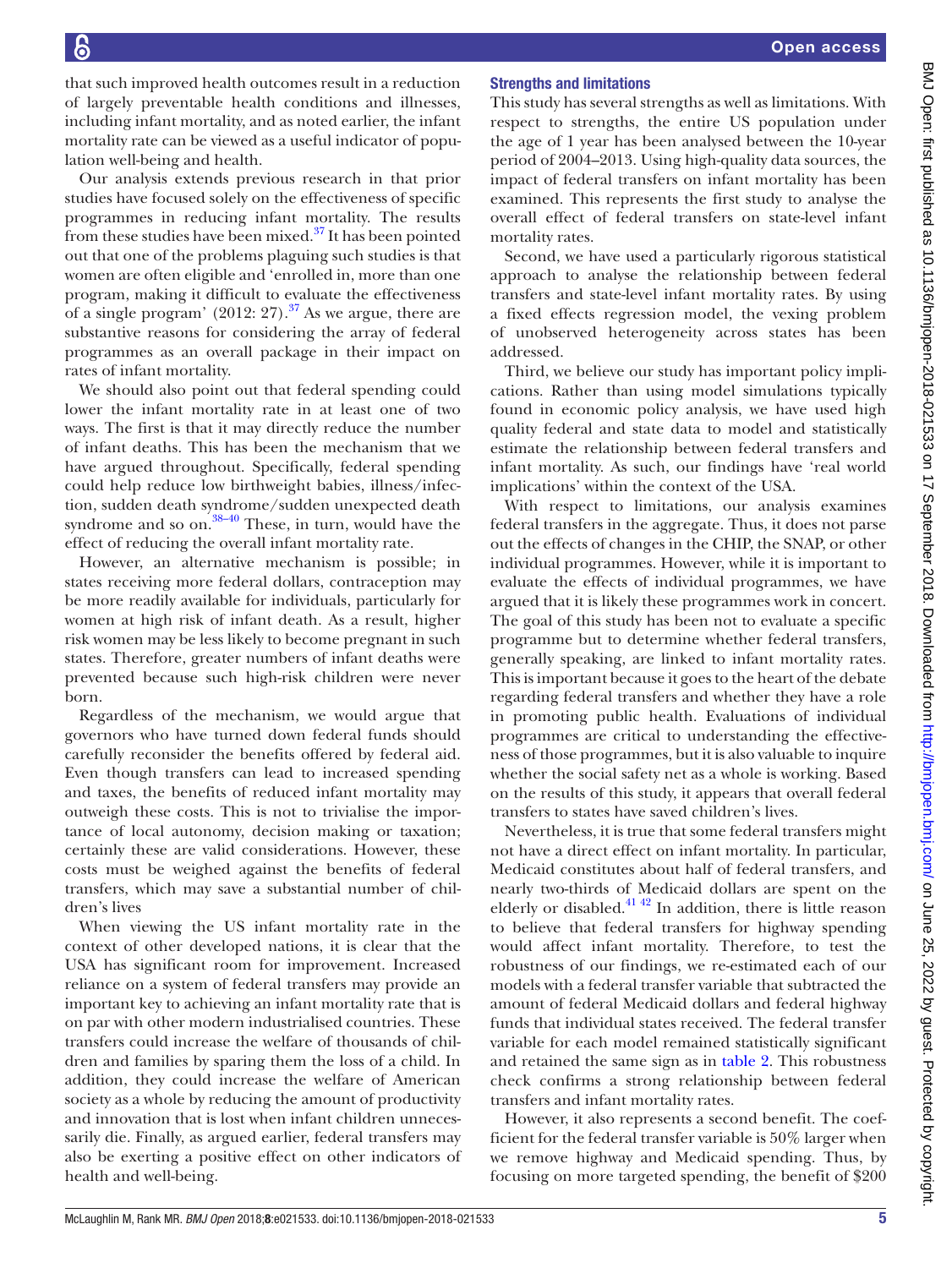that such improved health outcomes result in a reduction of largely preventable health conditions and illnesses, including infant mortality, and as noted earlier, the infant mortality rate can be viewed as a useful indicator of population well-being and health.

Our analysis extends previous research in that prior studies have focused solely on the effectiveness of specific programmes in reducing infant mortality. The results from these studies have been mixed.[37] It has been pointed out that one of the problems plaguing such studies is that women are often eligible and 'enrolled in, more than one program, making it difficult to evaluate the effectiveness of a single program' (2012: 27).[37] As we argue, there are substantive reasons for considering the array of federal programmes as an overall package in their impact on rates of infant mortality.

We should also point out that federal spending could lower the infant mortality rate in at least one of two ways. The first is that it may directly reduce the number of infant deaths. This has been the mechanism that we have argued throughout. Specifically, federal spending could help reduce low birthweight babies, illness/infection, sudden death syndrome/sudden unexpected death syndrome and so on.[38–40] These, in turn, would have the effect of reducing the overall infant mortality rate.

However, an alternative mechanism is possible; in states receiving more federal dollars, contraception may be more readily available for individuals, particularly for women at high risk of infant death. As a result, higher risk women may be less likely to become pregnant in such states. Therefore, greater numbers of infant deaths were prevented because such high-risk children were never born.

Regardless of the mechanism, we would argue that governors who have turned down federal funds should carefully reconsider the benefits offered by federal aid. Even though transfers can lead to increased spending and taxes, the benefits of reduced infant mortality may outweigh these costs. This is not to trivialise the importance of local autonomy, decision making or taxation; certainly these are valid considerations. However, these costs must be weighed against the benefits of federal transfers, which may save a substantial number of children's lives

When viewing the US infant mortality rate in the context of other developed nations, it is clear that the USA has significant room for improvement. Increased reliance on a system of federal transfers may provide an important key to achieving an infant mortality rate that is on par with other modern industrialised countries. These transfers could increase the welfare of thousands of children and families by sparing them the loss of a child. In addition, they could increase the welfare of American society as a whole by reducing the amount of productivity and innovation that is lost when infant children unnecessarily die. Finally, as argued earlier, federal transfers may also be exerting a positive effect on other indicators of health and well-being.

## Strengths and limitations

This study has several strengths as well as limitations. With respect to strengths, the entire US population under the age of 1 year has been analysed between the 10-year period of 2004–2013. Using high-quality data sources, the impact of federal transfers on infant mortality has been examined. This represents the first study to analyse the overall effect of federal transfers on state-level infant mortality rates.

Second, we have used a particularly rigorous statistical approach to analyse the relationship between federal transfers and state-level infant mortality rates. By using a fixed effects regression model, the vexing problem of unobserved heterogeneity across states has been addressed.

Third, we believe our study has important policy implications. Rather than using model simulations typically found in economic policy analysis, we have used high quality federal and state data to model and statistically estimate the relationship between federal transfers and infant mortality. As such, our findings have 'real world implications' within the context of the USA.

With respect to limitations, our analysis examines federal transfers in the aggregate. Thus, it does not parse out the effects of changes in the CHIP, the SNAP, or other individual programmes. However, while it is important to evaluate the effects of individual programmes, we have argued that it is likely these programmes work in concert. The goal of this study has been not to evaluate a specific programme but to determine whether federal transfers, generally speaking, are linked to infant mortality rates. This is important because it goes to the heart of the debate regarding federal transfers and whether they have a role in promoting public health. Evaluations of individual programmes are critical to understanding the effectiveness of those programmes, but it is also valuable to inquire whether the social safety net as a whole is working. Based on the results of this study, it appears that overall federal transfers to states have saved children's lives.

Nevertheless, it is true that some federal transfers might not have a direct effect on infant mortality. In particular, Medicaid constitutes about half of federal transfers, and nearly two-thirds of Medicaid dollars are spent on the elderly or disabled.[41 42] In addition, there is little reason to believe that federal transfers for highway spending would affect infant mortality. Therefore, to test the robustness of our findings, we re-estimated each of our models with a federal transfer variable that subtracted the amount of federal Medicaid dollars and federal highway funds that individual states received. The federal transfer variable for each model remained statistically significant and retained the same sign as in table 2. This robustness check confirms a strong relationship between federal transfers and infant mortality rates.

However, it also represents a second benefit. The coefficient for the federal transfer variable is 50% larger when we remove highway and Medicaid spending. Thus, by focusing on more targeted spending, the benefit of $200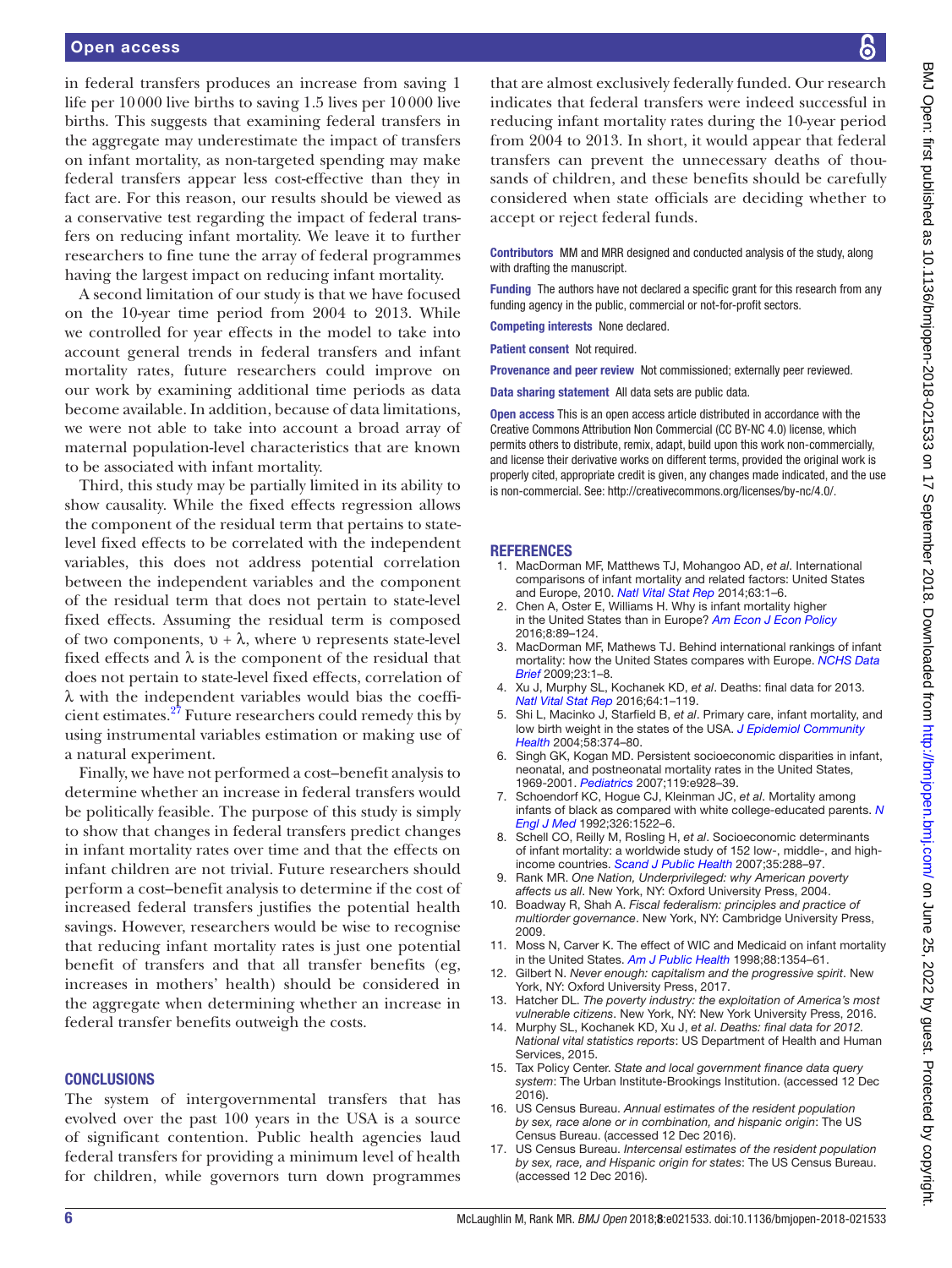in federal transfers produces an increase from saving 1 life per 10 000 live births to saving 1.5 lives per 10 000 live births. This suggests that examining federal transfers in the aggregate may underestimate the impact of transfers on infant mortality, as non-targeted spending may make federal transfers appear less cost-effective than they in fact are. For this reason, our results should be viewed as a conservative test regarding the impact of federal transfers on reducing infant mortality. We leave it to further researchers to fine tune the array of federal programmes having the largest impact on reducing infant mortality.

A second limitation of our study is that we have focused on the 10-year time period from 2004 to 2013. While we controlled for year effects in the model to take into account general trends in federal transfers and infant mortality rates, future researchers could improve on our work by examining additional time periods as data become available. In addition, because of data limitations, we were not able to take into account a broad array of maternal population-level characteristics that are known to be associated with infant mortality.

Third, this study may be partially limited in its ability to show causality. While the fixed effects regression allows the component of the residual term that pertains to state-level fixed effects to be correlated with the independent variables, this does not address potential correlation between the independent variables and the component of the residual term that does not pertain to state-level fixed effects. Assuming the residual term is composed of two components, $\upsilon + \lambda$, where $\upsilon$ represents state-level fixed effects and $\lambda$ is the component of the residual that does not pertain to state-level fixed effects, correlation of $\lambda$ with the independent variables would bias the coefficient estimates.[27] Future researchers could remedy this by using instrumental variables estimation or making use of a natural experiment.

Finally, we have not performed a cost–benefit analysis to determine whether an increase in federal transfers would be politically feasible. The purpose of this study is simply to show that changes in federal transfers predict changes in infant mortality rates over time and that the effects on infant children are not trivial. Future researchers should perform a cost–benefit analysis to determine if the cost of increased federal transfers justifies the potential health savings. However, researchers would be wise to recognise that reducing infant mortality rates is just one potential benefit of transfers and that all transfer benefits (eg, increases in mothers' health) should be considered in the aggregate when determining whether an increase in federal transfer benefits outweigh the costs.

## CONCLUSIONS

The system of intergovernmental transfers that has evolved over the past 100 years in the USA is a source of significant contention. Public health agencies laud federal transfers for providing a minimum level of health for children, while governors turn down programmes that are almost exclusively federally funded. Our research indicates that federal transfers were indeed successful in reducing infant mortality rates during the 10-year period from 2004 to 2013. In short, it would appear that federal transfers can prevent the unnecessary deaths of thousands of children, and these benefits should be carefully considered when state officials are deciding whether to accept or reject federal funds.

**Contributors** MM and MRR designed and conducted analysis of the study, along with drafting the manuscript.

**Funding** The authors have not declared a specific grant for this research from any funding agency in the public, commercial or not-for-profit sectors.

**Competing interests** None declared.

**Patient consent** Not required.

**Provenance and peer review** Not commissioned; externally peer reviewed.

**Data sharing statement** All data sets are public data.

**Open access** This is an open access article distributed in accordance with the Creative Commons Attribution Non Commercial (CC BY-NC 4.0) license, which permits others to distribute, remix, adapt, build upon this work non-commercially, and license their derivative works on different terms, provided the original work is properly cited, appropriate credit is given, any changes made indicated, and the use is non-commercial. See: http://creativecommons.org/licenses/by-nc/4.0/.

## REFERENCES

1. MacDorman MF, Matthews TJ, Mohangoo AD, *et al*. International comparisons of infant mortality and related factors: United States and Europe, 2010. *Natl Vital Stat Rep* 2014;63:1–6.
2. Chen A, Oster E, Williams H. Why is infant mortality higher in the United States than in Europe? *Am Econ J Econ Policy* 2016;8:89–124.
3. MacDorman MF, Mathews TJ. Behind international rankings of infant mortality: how the United States compares with Europe. *NCHS Data Brief* 2009;23:1–8.
4. Xu J, Murphy SL, Kochanek KD, *et al*. Deaths: final data for 2013. *Natl Vital Stat Rep* 2016;64:1–119.
5. Shi L, Macinko J, Starfield B, *et al*. Primary care, infant mortality, and low birth weight in the states of the USA. *J Epidemiol Community Health* 2004;58:374–80.
6. Singh GK, Kogan MD. Persistent socioeconomic disparities in infant, neonatal, and postneonatal mortality rates in the United States, 1969-2001. *Pediatrics* 2007;119:e928–39.
7. Schoendorf KC, Hogue CJ, Kleinman JC, *et al*. Mortality among infants of black as compared with white college-educated parents. *N Engl J Med* 1992;326:1522–6.
8. Schell CO, Reilly M, Rosling H, *et al*. Socioeconomic determinants of infant mortality: a worldwide study of 152 low-, middle-, and high-income countries. *Scand J Public Health* 2007;35:288–97.
9. Rank MR. *One Nation, Underprivileged: why American poverty affects us all*. New York, NY: Oxford University Press, 2004.
10. Boadway R, Shah A. *Fiscal federalism: principles and practice of multiorder governance*. New York, NY: Cambridge University Press, 2009.
11. Moss N, Carver K. The effect of WIC and Medicaid on infant mortality in the United States. *Am J Public Health* 1998;88:1354–61.
12. Gilbert N. *Never enough: capitalism and the progressive spirit*. New York, NY: Oxford University Press, 2017.
13. Hatcher DL. *The poverty industry: the exploitation of America's most vulnerable citizens*. New York, NY: New York University Press, 2016.
14. Murphy SL, Kochanek KD, Xu J, *et al*. *Deaths: final data for 2012. National vital statistics reports*: US Department of Health and Human Services, 2015.
15. Tax Policy Center. *State and local government finance data query system*: The Urban Institute-Brookings Institution. (accessed 12 Dec 2016).
16. US Census Bureau. *Annual estimates of the resident population by sex, race alone or in combination, and hispanic origin*: The US Census Bureau. (accessed 12 Dec 2016).
17. US Census Bureau. *Intercensal estimates of the resident population by sex, race, and Hispanic origin for states*: The US Census Bureau. (accessed 12 Dec 2016).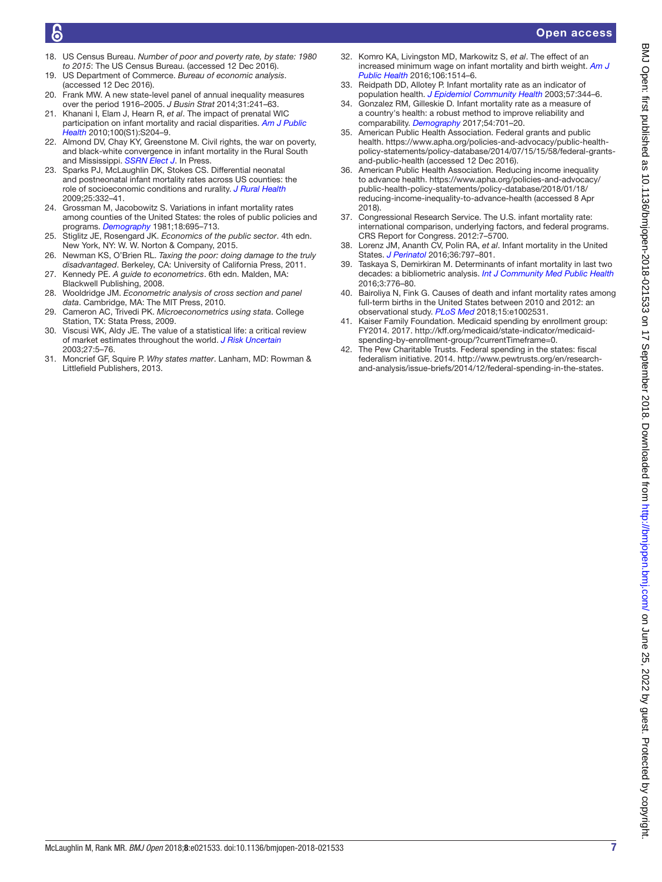18. US Census Bureau. *Number of poor and poverty rate, by state: 1980 to 2015*: The US Census Bureau. (accessed 12 Dec 2016).
19. US Department of Commerce. *Bureau of economic analysis*. (accessed 12 Dec 2016).
20. Frank MW. A new state-level panel of annual inequality measures over the period 1916–2005. *J Busin Strat* 2014;31:241–63.
21. Khanani I, Elam J, Hearn R, *et al*. The impact of prenatal WIC participation on infant mortality and racial disparities. *Am J Public Health* 2010;100(S1):S204–9.
22. Almond DV, Chay KY, Greenstone M. Civil rights, the war on poverty, and black-white convergence in infant mortality in the Rural South and Mississippi. *SSRN Elect J*. In Press.
23. Sparks PJ, McLaughlin DK, Stokes CS. Differential neonatal and postneonatal infant mortality rates across US counties: the role of socioeconomic conditions and rurality. *J Rural Health* 2009;25:332–41.
24. Grossman M, Jacobowitz S. Variations in infant mortality rates among counties of the United States: the roles of public policies and programs. *Demography* 1981;18:695–713.
25. Stiglitz JE, Rosengard JK. *Economics of the public sector*. 4th edn. New York, NY: W. W. Norton & Company, 2015.
26. Newman KS, O'Brien RL. *Taxing the poor: doing damage to the truly disadvantaged*. Berkeley, CA: University of California Press, 2011.
27. Kennedy PE. *A guide to econometrics*. 6th edn. Malden, MA: Blackwell Publishing, 2008.
28. Wooldridge JM. *Econometric analysis of cross section and panel data*. Cambridge, MA: The MIT Press, 2010.
29. Cameron AC, Trivedi PK. *Microeconometrics using stata*. College Station, TX: Stata Press, 2009.
30. Viscusi WK, Aldy JE. The value of a statistical life: a critical review of market estimates throughout the world. *J Risk Uncertain* 2003;27:5–76.
31. Moncrief GF, Squire P. *Why states matter*. Lanham, MD: Rowman & Littlefield Publishers, 2013.
32. Komro KA, Livingston MD, Markowitz S, *et al*. The effect of an increased minimum wage on infant mortality and birth weight. *Am J Public Health* 2016;106:1514–6.
33. Reidpath DD, Allotey P. Infant mortality rate as an indicator of population health. *J Epidemiol Community Health* 2003;57:344–6.
34. Gonzalez RM, Gilleskie D. Infant mortality rate as a measure of a country's health: a robust method to improve reliability and comparability. *Demography* 2017;54:701–20.
35. American Public Health Association. Federal grants and public health. https://www.apha.org/policies-and-advocacy/public-health-policy-statements/policy-database/2014/07/15/15/58/federal-grants-and-public-health (accessed 12 Dec 2016).
36. American Public Health Association. Reducing income inequality to advance health. https://www.apha.org/policies-and-advocacy/public-health-policy-statements/policy-database/2018/01/18/reducing-income-inequality-to-advance-health (accessed 8 Apr 2018).
37. Congressional Research Service. The U.S. infant mortality rate: international comparison, underlying factors, and federal programs. CRS Report for Congress. 2012:7–5700.
38. Lorenz JM, Ananth CV, Polin RA, *et al*. Infant mortality in the United States. *J Perinatol* 2016;36:797–801.
39. Taskaya S, Demirkiran M. Determinants of infant mortality in last two decades: a bibliometric analysis. *Int J Community Med Public Health* 2016;3:776–80.
40. Bairoliya N, Fink G. Causes of death and infant mortality rates among full-term births in the United States between 2010 and 2012: an observational study. *PLoS Med* 2018;15:e1002531.
41. Kaiser Family Foundation. Medicaid spending by enrollment group: FY2014. 2017. http://kff.org/medicaid/state-indicator/medicaid-spending-by-enrollment-group/?currentTimeframe=0.
42. The Pew Charitable Trusts. Federal spending in the states: fiscal federalism initiative. 2014. http://www.pewtrusts.org/en/research-and-analysis/issue-briefs/2014/12/federal-spending-in-the-states.